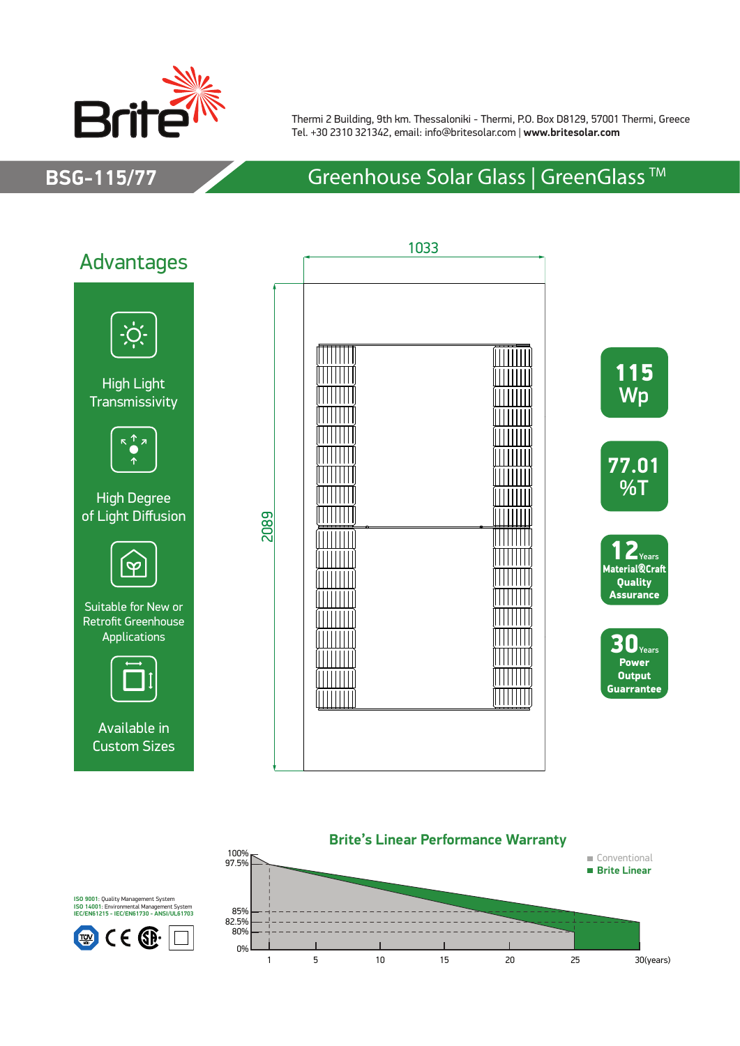Brite

Thermi 2 Building, 9th km. Thessaloniki - Thermi, P.O. Box D8129, 57001 Thermi, Greece
Tel. +30 2310 321342, email: info@britesolar.com | **www.britesolar.com**

# BSG-115/77

## Greenhouse Solar Glass | GreenGlass ™

## Advantages

- High Light Transmissivity
- High Degree of Light Diffusion
- Suitable for New or Retrofit Greenhouse Applications
- Available in Custom Sizes

1033

2089

**115 Wp**

**77.01 %T**

**12** Years **Material&Craft Quality Assurance**

**30** Years **Power Output Guarrantee**

### Brite's Linear Performance Warranty

- Conventional
- Brite Linear

100%, 97.5%, 85%, 82.5%, 80%, 0%

1, 5, 10, 15, 20, 25, 30(years)

ISO 9001: Quality Management System
ISO 14001: Environmental Management System
IEC/EN61215 - IEC/EN61730 - ANSI/UL61703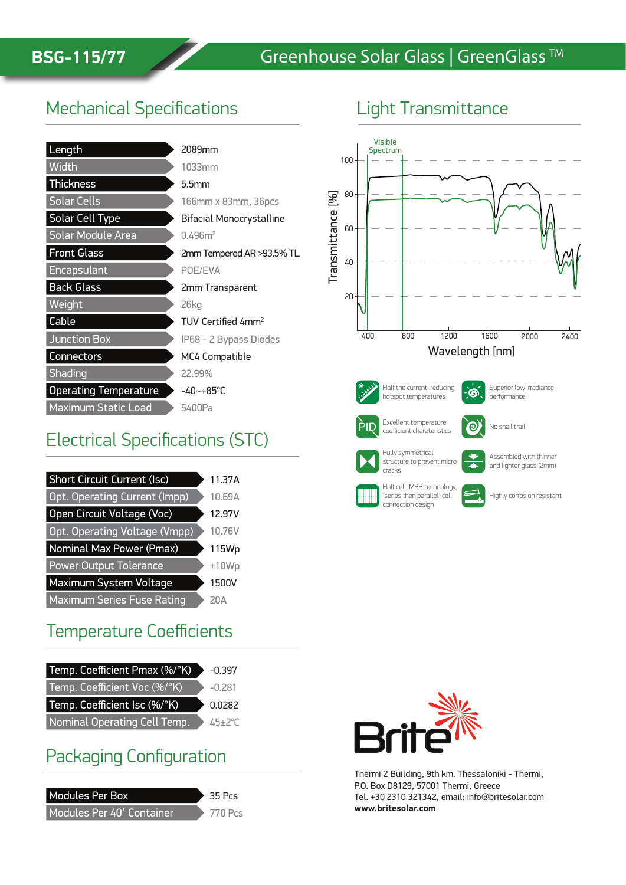# BSG-115/77

# Greenhouse Solar Glass | GreenGlass ™

## Mechanical Specifications

| | |
|---|---|
| Length | 2089mm |
| Width | 1033mm |
| Thickness | 5.5mm |
| Solar Cells | 166mm x 83mm, 36pcs |
| Solar Cell Type | Bifacial Monocrystalline |
| Solar Module Area | 0.496m² |
| Front Glass | 2mm Tempered AR >93.5% TL |
| Encapsulant | POE/EVA |
| Back Glass | 2mm Transparent |
| Weight | 26kg |
| Cable | TUV Certified 4mm² |
| Junction Box | IP68 - 2 Bypass Diodes |
| Connectors | MC4 Compatible |
| Shading | 22.99% |
| Operating Temperature | -40~+85°C |
| Maximum Static Load | 5400Pa |

## Electrical Specifications (STC)

| | |
|---|---|
| Short Circuit Current (Isc) | 11.37A |
| Opt. Operating Current (Impp) | 10.69A |
| Open Circuit Voltage (Voc) | 12.97V |
| Opt. Operating Voltage (Vmpp) | 10.76V |
| Nominal Max Power (Pmax) | 115Wp |
| Power Output Tolerance | ±10Wp |
| Maximum System Voltage | 1500V |
| Maximum Series Fuse Rating | 20A |

## Temperature Coefficients

| | |
|---|---|
| Temp. Coefficient Pmax (%/°K) | -0.397 |
| Temp. Coefficient Voc (%/°K) | -0.281 |
| Temp. Coefficient Isc (%/°K) | 0.0282 |
| Nominal Operating Cell Temp. | 45±2°C |

## Packaging Configuration

| | |
|---|---|
| Modules Per Box | 35 Pcs |
| Modules Per 40' Container | 770 Pcs |

## Light Transmittance

Visible Spectrum

Transmittance [%]

100
80
60
40
20

400
800
1200
1600
2000
2400

Wavelength [nm]

- Half the current, reducing hotspot temperatures
- Superior low irradiance performance
- Excellent temperature coefficient charateristics
- No snail trail
- Fully symmetrical structure to prevent micro cracks
- Assembled with thinner and lighter glass (2mm)
- Half cell, MBB technology, 'series then parallel' cell connection design
- Highly corrosion resistant

Brite

Thermi 2 Building, 9th km. Thessaloniki - Thermi,
P.O. Box D8129, 57001 Thermi, Greece
Tel. +30 2310 321342, email: info@britesolar.com
**www.britesolar.com**